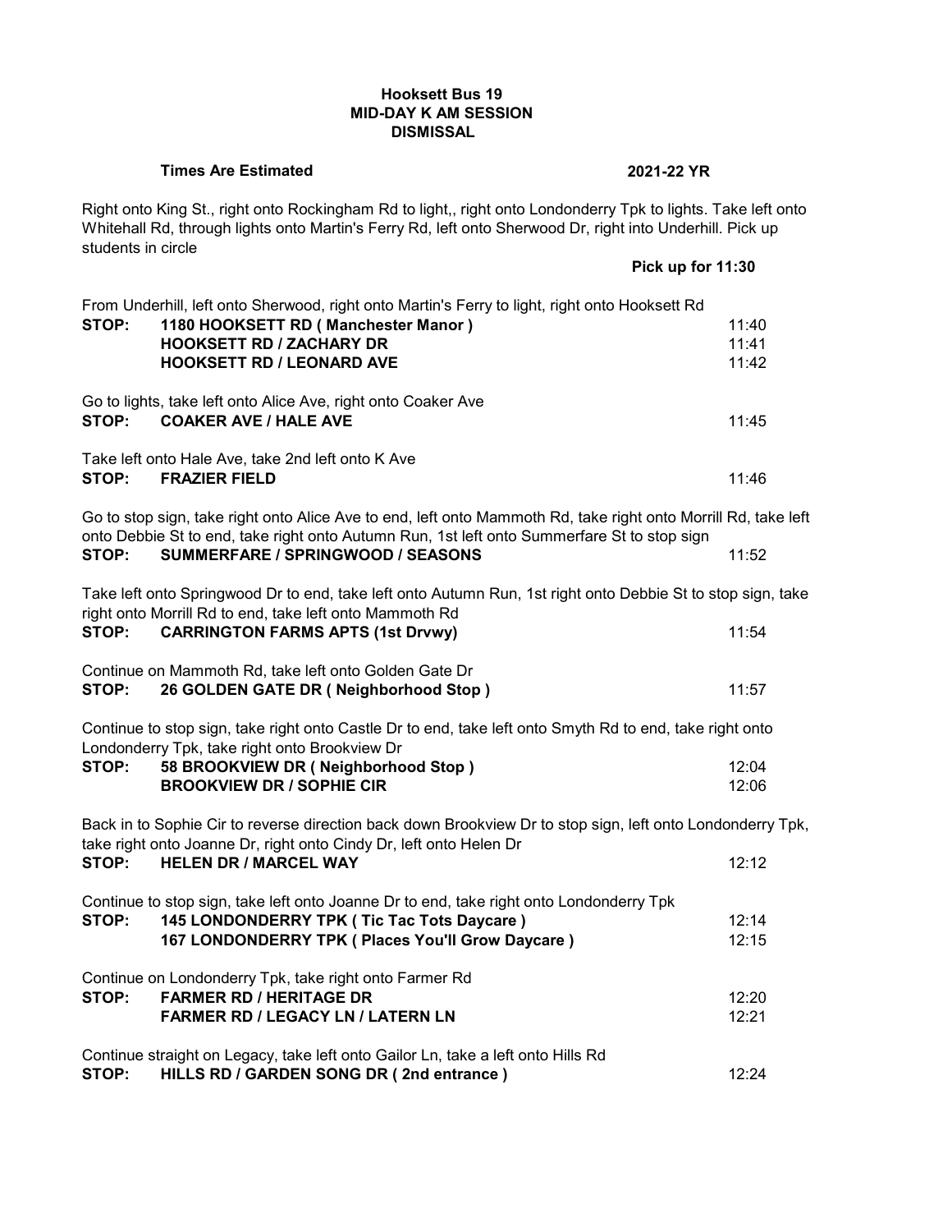**Hooksett Bus 19**
**MID-DAY K AM SESSION**
**DISMISSAL**

**Times Are Estimated** **2021-22 YR**

Right onto King St., right onto Rockingham Rd to light,, right onto Londonderry Tpk to lights. Take left onto Whitehall Rd, through lights onto Martin's Ferry Rd, left onto Sherwood Dr, right into Underhill. Pick up students in circle

**Pick up for 11:30**

From Underhill, left onto Sherwood, right onto Martin's Ferry to light, right onto Hooksett Rd

| | | |
|---|---|---|
| **STOP:** | **1180 HOOKSETT RD ( Manchester Manor )** | 11:40 |
| | **HOOKSETT RD / ZACHARY DR** | 11:41 |
| | **HOOKSETT RD / LEONARD AVE** | 11:42 |

Go to lights, take left onto Alice Ave, right onto Coaker Ave

| | | |
|---|---|---|
| **STOP:** | **COAKER AVE / HALE AVE** | 11:45 |

Take left onto Hale Ave, take 2nd left onto K Ave

| | | |
|---|---|---|
| **STOP:** | **FRAZIER FIELD** | 11:46 |

Go to stop sign, take right onto Alice Ave to end, left onto Mammoth Rd, take right onto Morrill Rd, take left onto Debbie St to end, take right onto Autumn Run, 1st left onto Summerfare St to stop sign

| | | |
|---|---|---|
| **STOP:** | **SUMMERFARE / SPRINGWOOD / SEASONS** | 11:52 |

Take left onto Springwood Dr to end, take left onto Autumn Run, 1st right onto Debbie St to stop sign, take right onto Morrill Rd to end, take left onto Mammoth Rd

| | | |
|---|---|---|
| **STOP:** | **CARRINGTON FARMS APTS (1st Drvwy)** | 11:54 |

Continue on Mammoth Rd, take left onto Golden Gate Dr

| | | |
|---|---|---|
| **STOP:** | **26 GOLDEN GATE DR ( Neighborhood Stop )** | 11:57 |

Continue to stop sign, take right onto Castle Dr to end, take left onto Smyth Rd to end, take right onto Londonderry Tpk, take right onto Brookview Dr

| | | |
|---|---|---|
| **STOP:** | **58 BROOKVIEW DR ( Neighborhood Stop )** | 12:04 |
| | **BROOKVIEW DR / SOPHIE CIR** | 12:06 |

Back in to Sophie Cir to reverse direction back down Brookview Dr to stop sign, left onto Londonderry Tpk, take right onto Joanne Dr, right onto Cindy Dr, left onto Helen Dr

| | | |
|---|---|---|
| **STOP:** | **HELEN DR / MARCEL WAY** | 12:12 |

Continue to stop sign, take left onto Joanne Dr to end, take right onto Londonderry Tpk

| | | |
|---|---|---|
| **STOP:** | **145 LONDONDERRY TPK ( Tic Tac Tots Daycare )** | 12:14 |
| | **167 LONDONDERRY TPK ( Places You'll Grow Daycare )** | 12:15 |

Continue on Londonderry Tpk, take right onto Farmer Rd

| | | |
|---|---|---|
| **STOP:** | **FARMER RD / HERITAGE DR** | 12:20 |
| | **FARMER RD / LEGACY LN / LATERN LN** | 12:21 |

Continue straight on Legacy, take left onto Gailor Ln, take a left onto Hills Rd

| | | |
|---|---|---|
| **STOP:** | **HILLS RD / GARDEN SONG DR ( 2nd entrance )** | 12:24 |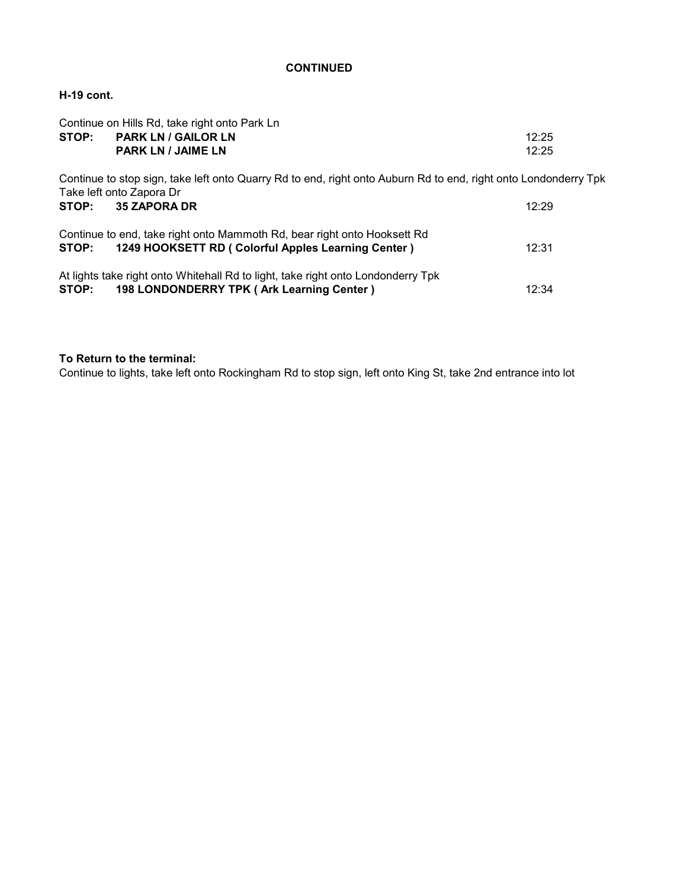**CONTINUED**

**H-19 cont.**

Continue on Hills Rd, take right onto Park Ln

| | | |
|---|---|---|
| **STOP:** | **PARK LN / GAILOR LN** | 12:25 |
| | **PARK LN / JAIME LN** | 12:25 |

Continue to stop sign, take left onto Quarry Rd to end, right onto Auburn Rd to end, right onto Londonderry Tpk
Take left onto Zapora Dr

| | | |
|---|---|---|
| **STOP:** | **35 ZAPORA DR** | 12:29 |

Continue to end, take right onto Mammoth Rd, bear right onto Hooksett Rd

| | | |
|---|---|---|
| **STOP:** | **1249 HOOKSETT RD ( Colorful Apples Learning Center )** | 12:31 |

At lights take right onto Whitehall Rd to light, take right onto Londonderry Tpk

| | | |
|---|---|---|
| **STOP:** | **198 LONDONDERRY TPK ( Ark Learning Center )** | 12:34 |

**To Return to the terminal:**
Continue to lights, take left onto Rockingham Rd to stop sign, left onto King St, take 2nd entrance into lot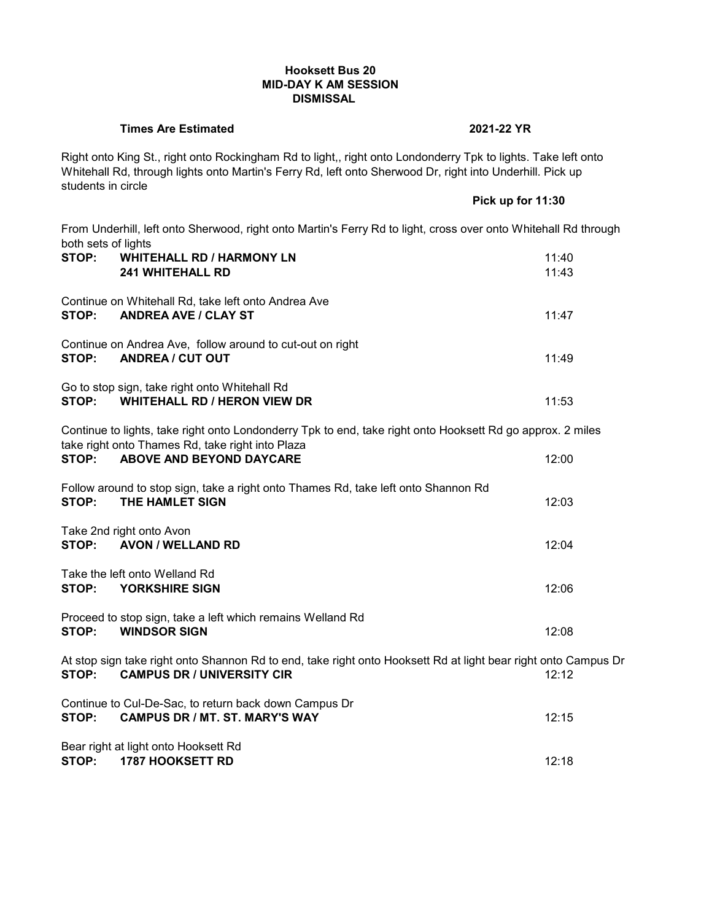**Hooksett Bus 20**
**MID-DAY K AM SESSION**
**DISMISSAL**

**Times Are Estimated** **2021-22 YR**

Right onto King St., right onto Rockingham Rd to light,, right onto Londonderry Tpk to lights. Take left onto Whitehall Rd, through lights onto Martin's Ferry Rd, left onto Sherwood Dr, right into Underhill. Pick up students in circle

**Pick up for 11:30**

From Underhill, left onto Sherwood, right onto Martin's Ferry Rd to light, cross over onto Whitehall Rd through both sets of lights

| | | |
|---|---|---|
| **STOP:** | **WHITEHALL RD / HARMONY LN** | 11:40 |
| | **241 WHITEHALL RD** | 11:43 |

Continue on Whitehall Rd, take left onto Andrea Ave

| | | |
|---|---|---|
| **STOP:** | **ANDREA AVE / CLAY ST** | 11:47 |

Continue on Andrea Ave, follow around to cut-out on right

| | | |
|---|---|---|
| **STOP:** | **ANDREA / CUT OUT** | 11:49 |

Go to stop sign, take right onto Whitehall Rd

| | | |
|---|---|---|
| **STOP:** | **WHITEHALL RD / HERON VIEW DR** | 11:53 |

Continue to lights, take right onto Londonderry Tpk to end, take right onto Hooksett Rd go approx. 2 miles take right onto Thames Rd, take right into Plaza

| | | |
|---|---|---|
| **STOP:** | **ABOVE AND BEYOND DAYCARE** | 12:00 |

Follow around to stop sign, take a right onto Thames Rd, take left onto Shannon Rd

| | | |
|---|---|---|
| **STOP:** | **THE HAMLET SIGN** | 12:03 |

Take 2nd right onto Avon

| | | |
|---|---|---|
| **STOP:** | **AVON / WELLAND RD** | 12:04 |

Take the left onto Welland Rd

| | | |
|---|---|---|
| **STOP:** | **YORKSHIRE SIGN** | 12:06 |

Proceed to stop sign, take a left which remains Welland Rd

| | | |
|---|---|---|
| **STOP:** | **WINDSOR SIGN** | 12:08 |

At stop sign take right onto Shannon Rd to end, take right onto Hooksett Rd at light bear right onto Campus Dr

| | | |
|---|---|---|
| **STOP:** | **CAMPUS DR / UNIVERSITY CIR** | 12:12 |

Continue to Cul-De-Sac, to return back down Campus Dr

| | | |
|---|---|---|
| **STOP:** | **CAMPUS DR / MT. ST. MARY'S WAY** | 12:15 |

Bear right at light onto Hooksett Rd

| | | |
|---|---|---|
| **STOP:** | **1787 HOOKSETT RD** | 12:18 |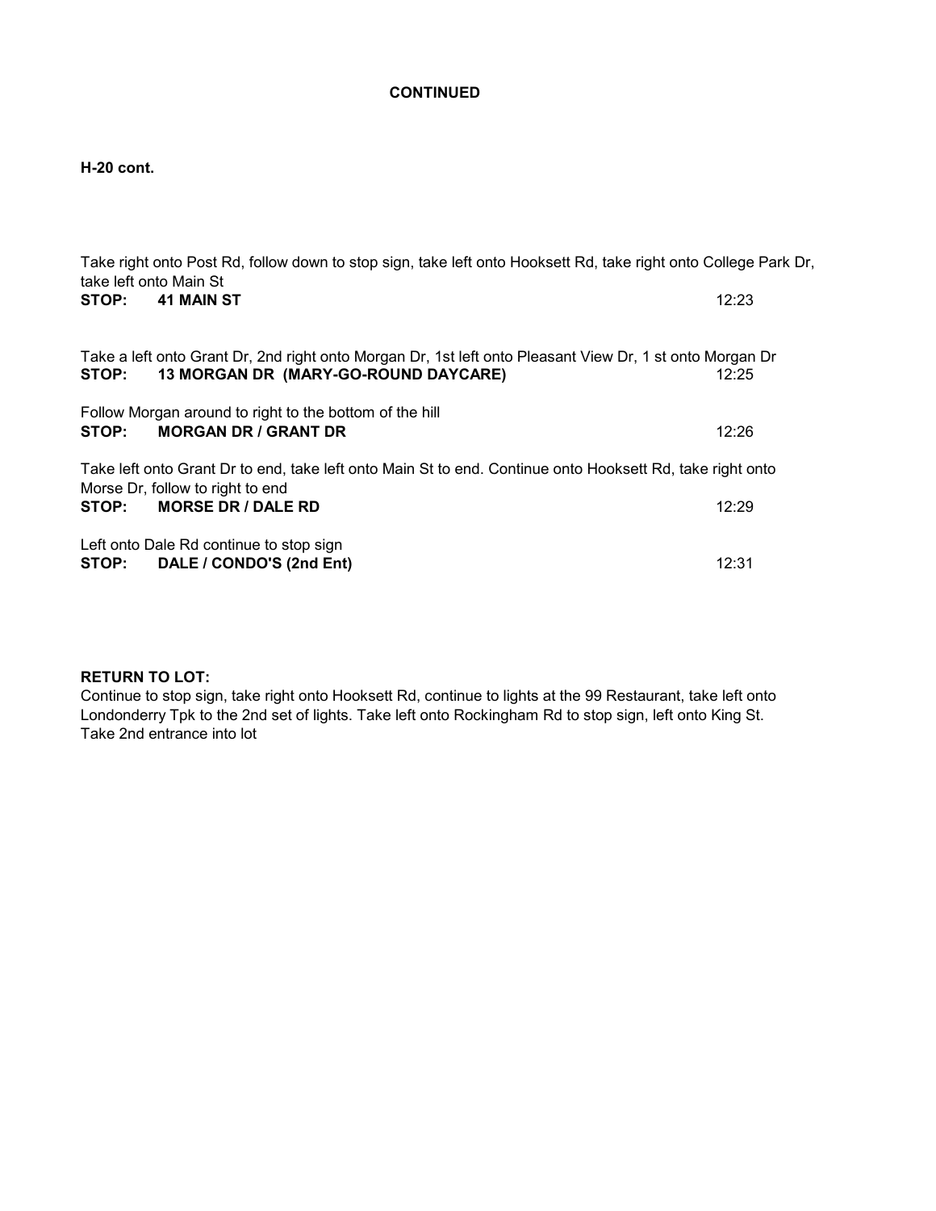**CONTINUED**

**H-20 cont.**

Take right onto Post Rd, follow down to stop sign, take left onto Hooksett Rd, take right onto College Park Dr, take left onto Main St

**STOP: 41 MAIN ST** 12:23

Take a left onto Grant Dr, 2nd right onto Morgan Dr, 1st left onto Pleasant View Dr, 1 st onto Morgan Dr

**STOP: 13 MORGAN DR (MARY-GO-ROUND DAYCARE)** 12:25

Follow Morgan around to right to the bottom of the hill

**STOP: MORGAN DR / GRANT DR** 12:26

Take left onto Grant Dr to end, take left onto Main St to end. Continue onto Hooksett Rd, take right onto Morse Dr, follow to right to end

**STOP: MORSE DR / DALE RD** 12:29

Left onto Dale Rd continue to stop sign

**STOP: DALE / CONDO'S (2nd Ent)** 12:31

**RETURN TO LOT:**

Continue to stop sign, take right onto Hooksett Rd, continue to lights at the 99 Restaurant, take left onto Londonderry Tpk to the 2nd set of lights. Take left onto Rockingham Rd to stop sign, left onto King St. Take 2nd entrance into lot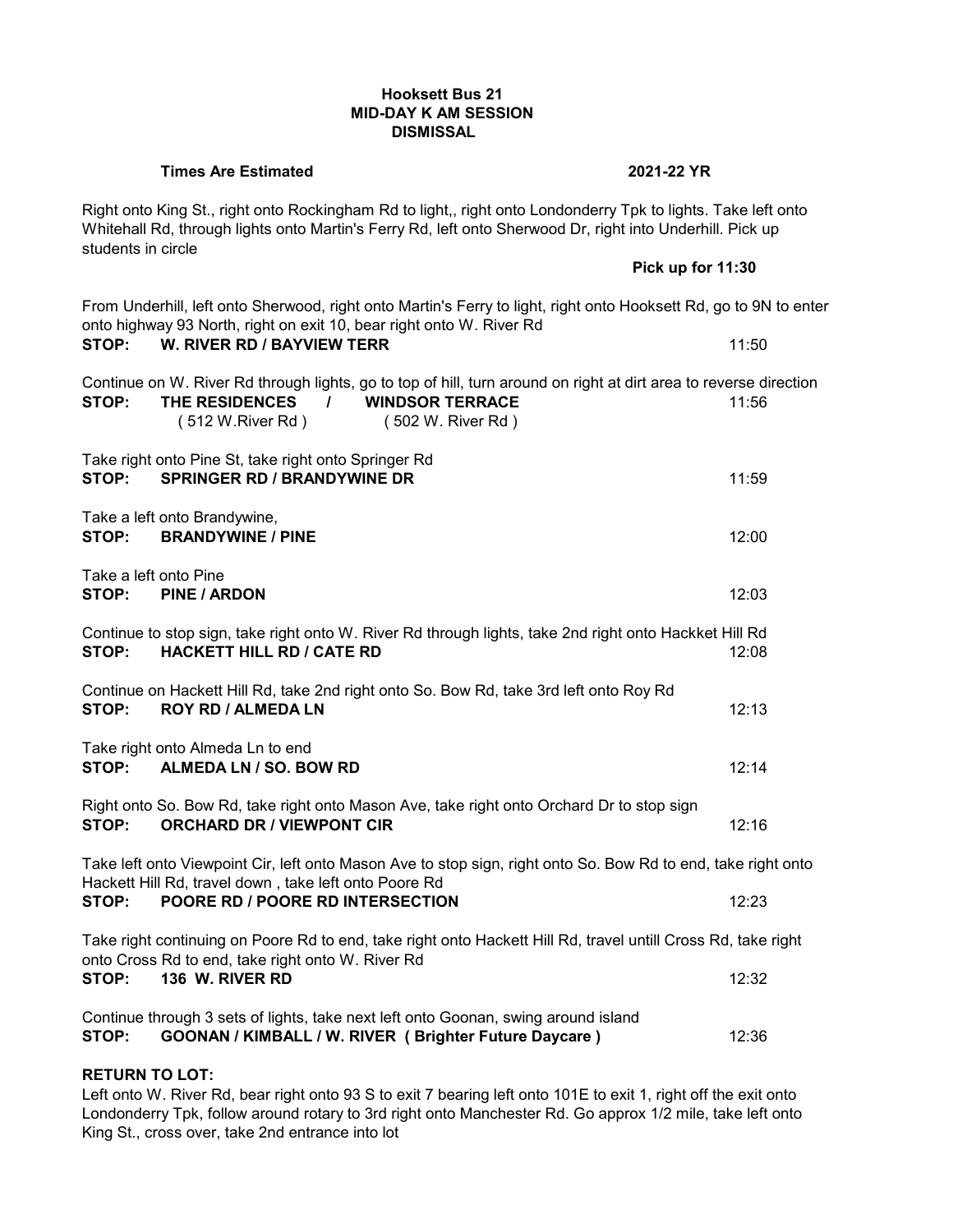**Hooksett Bus 21**
**MID-DAY K AM SESSION**
**DISMISSAL**

**Times Are Estimated** **2021-22 YR**

Right onto King St., right onto Rockingham Rd to light,, right onto Londonderry Tpk to lights. Take left onto Whitehall Rd, through lights onto Martin's Ferry Rd, left onto Sherwood Dr, right into Underhill. Pick up students in circle

**Pick up for 11:30**

From Underhill, left onto Sherwood, right onto Martin's Ferry to light, right onto Hooksett Rd, go to 9N to enter onto highway 93 North, right on exit 10, bear right onto W. River Rd

**STOP: W. RIVER RD / BAYVIEW TERR** 11:50

Continue on W. River Rd through lights, go to top of hill, turn around on right at dirt area to reverse direction

**STOP: THE RESIDENCES / WINDSOR TERRACE** 11:56
( 512 W.River Rd ) ( 502 W. River Rd )

Take right onto Pine St, take right onto Springer Rd

**STOP: SPRINGER RD / BRANDYWINE DR** 11:59

Take a left onto Brandywine,

**STOP: BRANDYWINE / PINE** 12:00

Take a left onto Pine

**STOP: PINE / ARDON** 12:03

Continue to stop sign, take right onto W. River Rd through lights, take 2nd right onto Hackket Hill Rd

**STOP: HACKETT HILL RD / CATE RD** 12:08

Continue on Hackett Hill Rd, take 2nd right onto So. Bow Rd, take 3rd left onto Roy Rd

**STOP: ROY RD / ALMEDA LN** 12:13

Take right onto Almeda Ln to end

**STOP: ALMEDA LN / SO. BOW RD** 12:14

Right onto So. Bow Rd, take right onto Mason Ave, take right onto Orchard Dr to stop sign

**STOP: ORCHARD DR / VIEWPONT CIR** 12:16

Take left onto Viewpoint Cir, left onto Mason Ave to stop sign, right onto So. Bow Rd to end, take right onto Hackett Hill Rd, travel down , take left onto Poore Rd

**STOP: POORE RD / POORE RD INTERSECTION** 12:23

Take right continuing on Poore Rd to end, take right onto Hackett Hill Rd, travel untill Cross Rd, take right onto Cross Rd to end, take right onto W. River Rd

**STOP: 136 W. RIVER RD** 12:32

Continue through 3 sets of lights, take next left onto Goonan, swing around island

**STOP: GOONAN / KIMBALL / W. RIVER ( Brighter Future Daycare )** 12:36

**RETURN TO LOT:**

Left onto W. River Rd, bear right onto 93 S to exit 7 bearing left onto 101E to exit 1, right off the exit onto Londonderry Tpk, follow around rotary to 3rd right onto Manchester Rd. Go approx 1/2 mile, take left onto King St., cross over, take 2nd entrance into lot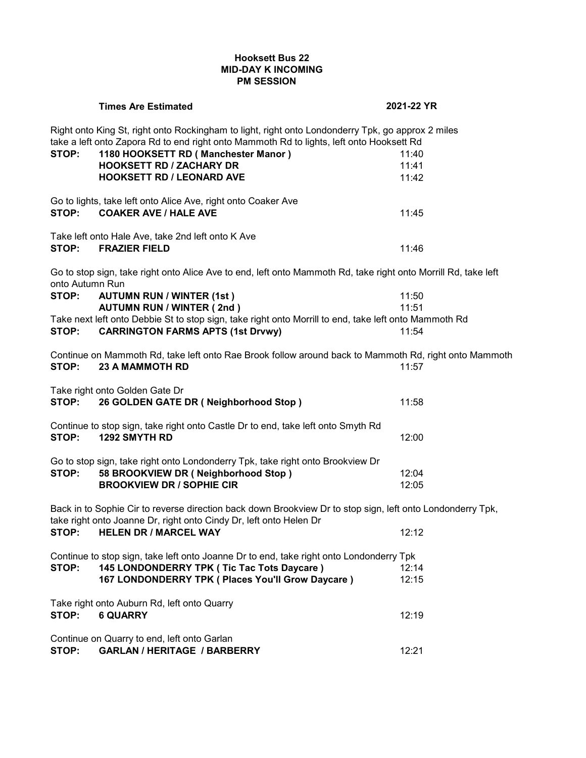**Hooksett Bus 22**
**MID-DAY K INCOMING**
**PM SESSION**

**Times Are Estimated** **2021-22 YR**

Right onto King St, right onto Rockingham to light, right onto Londonderry Tpk, go approx 2 miles take a left onto Zapora Rd to end right onto Mammoth Rd to lights, left onto Hooksett Rd

| | | |
|---|---|---|
| **STOP:** | **1180 HOOKSETT RD ( Manchester Manor )** | 11:40 |
| | **HOOKSETT RD / ZACHARY DR** | 11:41 |
| | **HOOKSETT RD / LEONARD AVE** | 11:42 |

Go to lights, take left onto Alice Ave, right onto Coaker Ave

| | | |
|---|---|---|
| **STOP:** | **COAKER AVE / HALE AVE** | 11:45 |

Take left onto Hale Ave, take 2nd left onto K Ave

| | | |
|---|---|---|
| **STOP:** | **FRAZIER FIELD** | 11:46 |

Go to stop sign, take right onto Alice Ave to end, left onto Mammoth Rd, take right onto Morrill Rd, take left onto Autumn Run

| | | |
|---|---|---|
| **STOP:** | **AUTUMN RUN / WINTER (1st )** | 11:50 |
| | **AUTUMN RUN / WINTER ( 2nd )** | 11:51 |

Take next left onto Debbie St to stop sign, take right onto Morrill to end, take left onto Mammoth Rd

| | | |
|---|---|---|
| **STOP:** | **CARRINGTON FARMS APTS (1st Drvwy)** | 11:54 |

Continue on Mammoth Rd, take left onto Rae Brook follow around back to Mammoth Rd, right onto Mammoth

| | | |
|---|---|---|
| **STOP:** | **23 A MAMMOTH RD** | 11:57 |

Take right onto Golden Gate Dr

| | | |
|---|---|---|
| **STOP:** | **26 GOLDEN GATE DR ( Neighborhood Stop )** | 11:58 |

Continue to stop sign, take right onto Castle Dr to end, take left onto Smyth Rd

| | | |
|---|---|---|
| **STOP:** | **1292 SMYTH RD** | 12:00 |

Go to stop sign, take right onto Londonderry Tpk, take right onto Brookview Dr

| | | |
|---|---|---|
| **STOP:** | **58 BROOKVIEW DR ( Neighborhood Stop )** | 12:04 |
| | **BROOKVIEW DR / SOPHIE CIR** | 12:05 |

Back in to Sophie Cir to reverse direction back down Brookview Dr to stop sign, left onto Londonderry Tpk, take right onto Joanne Dr, right onto Cindy Dr, left onto Helen Dr

| | | |
|---|---|---|
| **STOP:** | **HELEN DR / MARCEL WAY** | 12:12 |

Continue to stop sign, take left onto Joanne Dr to end, take right onto Londonderry Tpk

| | | |
|---|---|---|
| **STOP:** | **145 LONDONDERRY TPK ( Tic Tac Tots Daycare )** | 12:14 |
| | **167 LONDONDERRY TPK ( Places You'll Grow Daycare )** | 12:15 |

Take right onto Auburn Rd, left onto Quarry

| | | |
|---|---|---|
| **STOP:** | **6 QUARRY** | 12:19 |

Continue on Quarry to end, left onto Garlan

| | | |
|---|---|---|
| **STOP:** | **GARLAN / HERITAGE / BARBERRY** | 12:21 |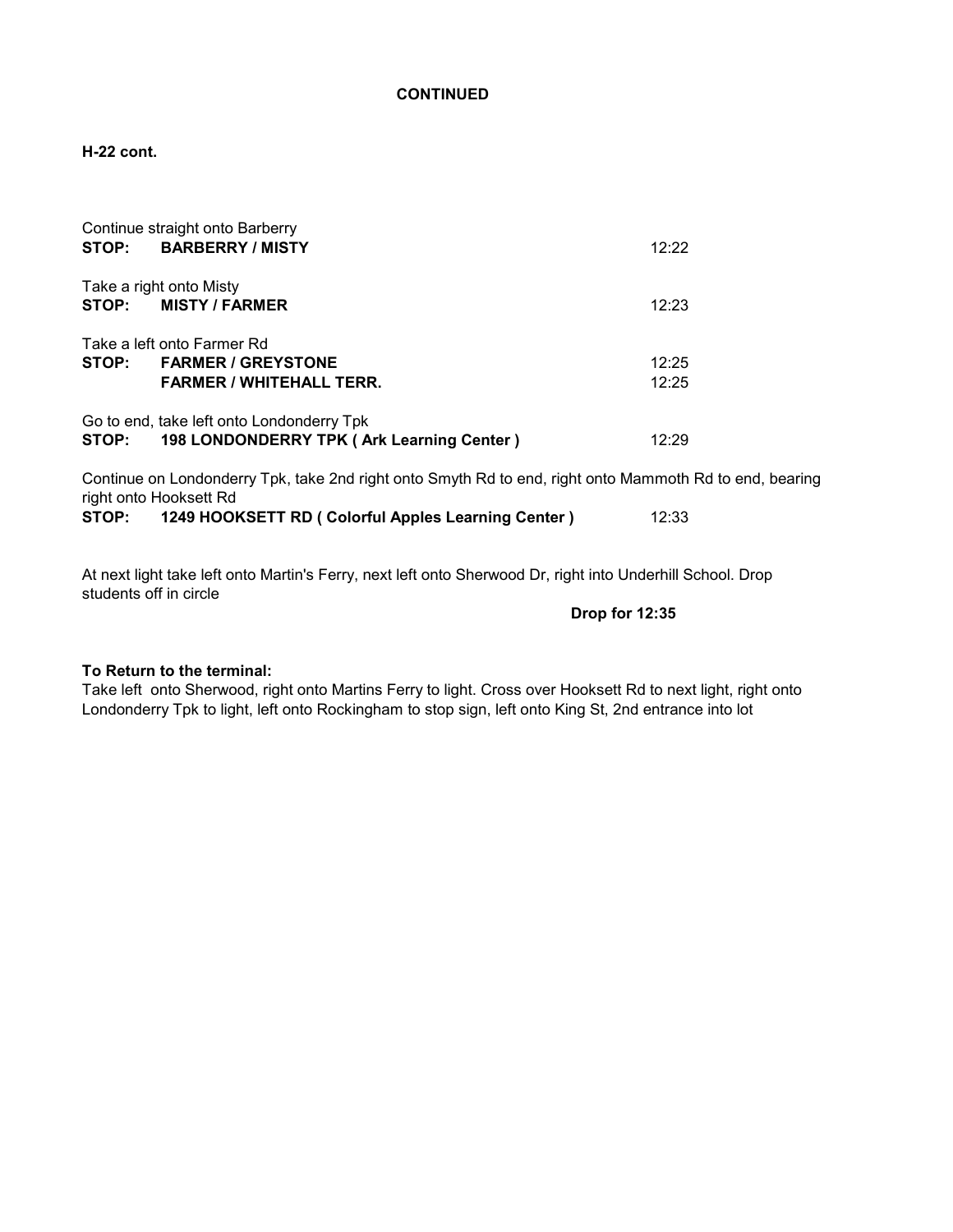**CONTINUED**

**H-22 cont.**

Continue straight onto Barberry
**STOP: BARBERRY / MISTY** 12:22

Take a right onto Misty
**STOP: MISTY / FARMER** 12:23

Take a left onto Farmer Rd
**STOP: FARMER / GREYSTONE** 12:25
**FARMER / WHITEHALL TERR.** 12:25

Go to end, take left onto Londonderry Tpk
**STOP: 198 LONDONDERRY TPK ( Ark Learning Center )** 12:29

Continue on Londonderry Tpk, take 2nd right onto Smyth Rd to end, right onto Mammoth Rd to end, bearing right onto Hooksett Rd
**STOP: 1249 HOOKSETT RD ( Colorful Apples Learning Center )** 12:33

At next light take left onto Martin's Ferry, next left onto Sherwood Dr, right into Underhill School. Drop students off in circle

**Drop for 12:35**

**To Return to the terminal:**
Take left onto Sherwood, right onto Martins Ferry to light. Cross over Hooksett Rd to next light, right onto Londonderry Tpk to light, left onto Rockingham to stop sign, left onto King St, 2nd entrance into lot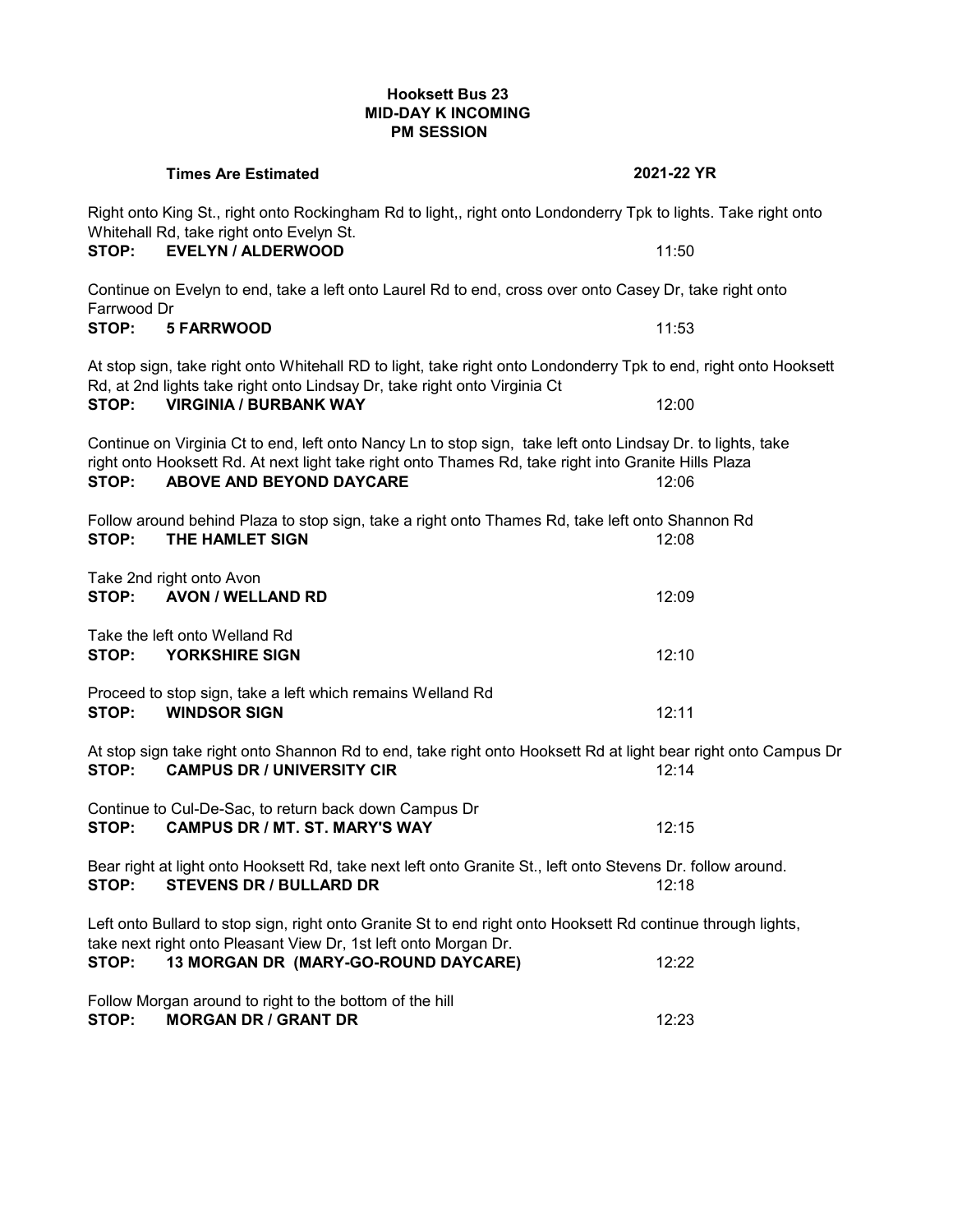**Hooksett Bus 23**
**MID-DAY K INCOMING**
**PM SESSION**

**Times Are Estimated** **2021-22 YR**

Right onto King St., right onto Rockingham Rd to light,, right onto Londonderry Tpk to lights. Take right onto Whitehall Rd, take right onto Evelyn St.

**STOP: EVELYN / ALDERWOOD** 11:50

Continue on Evelyn to end, take a left onto Laurel Rd to end, cross over onto Casey Dr, take right onto Farrwood Dr

**STOP: 5 FARRWOOD** 11:53

At stop sign, take right onto Whitehall RD to light, take right onto Londonderry Tpk to end, right onto Hooksett Rd, at 2nd lights take right onto Lindsay Dr, take right onto Virginia Ct

**STOP: VIRGINIA / BURBANK WAY** 12:00

Continue on Virginia Ct to end, left onto Nancy Ln to stop sign, take left onto Lindsay Dr. to lights, take right onto Hooksett Rd. At next light take right onto Thames Rd, take right into Granite Hills Plaza

**STOP: ABOVE AND BEYOND DAYCARE** 12:06

Follow around behind Plaza to stop sign, take a right onto Thames Rd, take left onto Shannon Rd

**STOP: THE HAMLET SIGN** 12:08

Take 2nd right onto Avon

**STOP: AVON / WELLAND RD** 12:09

Take the left onto Welland Rd

**STOP: YORKSHIRE SIGN** 12:10

Proceed to stop sign, take a left which remains Welland Rd

**STOP: WINDSOR SIGN** 12:11

At stop sign take right onto Shannon Rd to end, take right onto Hooksett Rd at light bear right onto Campus Dr

**STOP: CAMPUS DR / UNIVERSITY CIR** 12:14

Continue to Cul-De-Sac, to return back down Campus Dr

**STOP: CAMPUS DR / MT. ST. MARY'S WAY** 12:15

Bear right at light onto Hooksett Rd, take next left onto Granite St., left onto Stevens Dr. follow around.

**STOP: STEVENS DR / BULLARD DR** 12:18

Left onto Bullard to stop sign, right onto Granite St to end right onto Hooksett Rd continue through lights, take next right onto Pleasant View Dr, 1st left onto Morgan Dr.

**STOP: 13 MORGAN DR (MARY-GO-ROUND DAYCARE)** 12:22

Follow Morgan around to right to the bottom of the hill

**STOP: MORGAN DR / GRANT DR** 12:23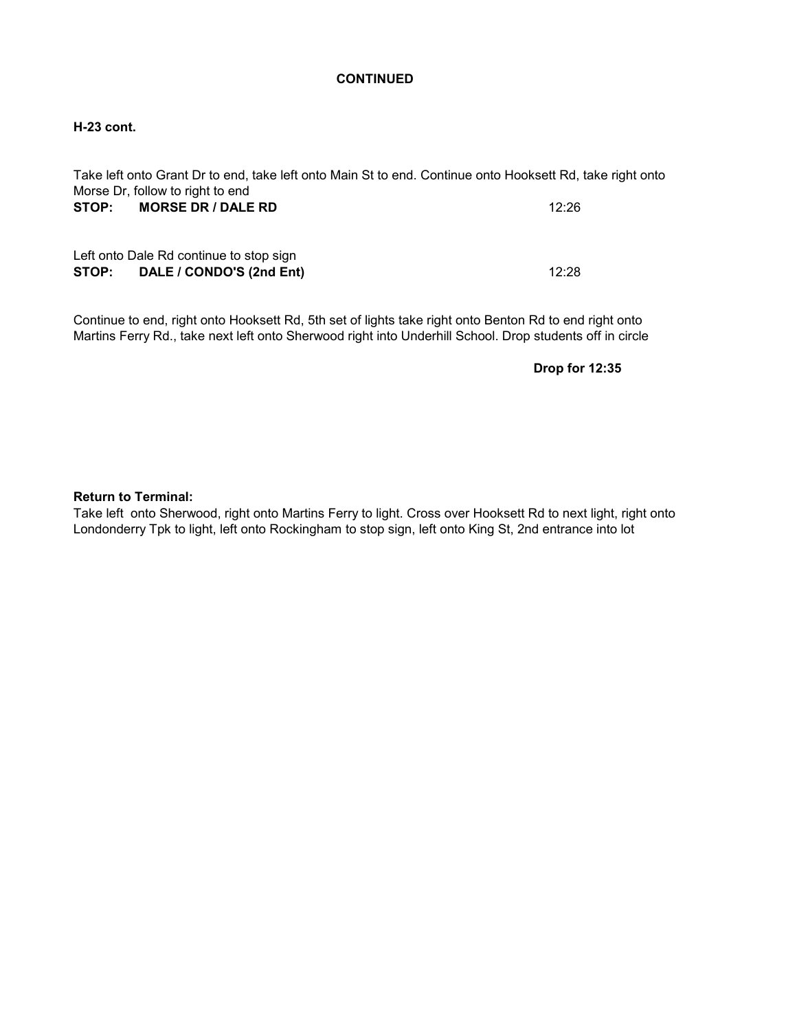**CONTINUED**

**H-23 cont.**

Take left onto Grant Dr to end, take left onto Main St to end. Continue onto Hooksett Rd, take right onto Morse Dr, follow to right to end

**STOP: MORSE DR / DALE RD** 12:26

Left onto Dale Rd continue to stop sign

**STOP: DALE / CONDO'S (2nd Ent)** 12:28

Continue to end, right onto Hooksett Rd, 5th set of lights take right onto Benton Rd to end right onto Martins Ferry Rd., take next left onto Sherwood right into Underhill School. Drop students off in circle

**Drop for 12:35**

**Return to Terminal:**

Take left onto Sherwood, right onto Martins Ferry to light. Cross over Hooksett Rd to next light, right onto Londonderry Tpk to light, left onto Rockingham to stop sign, left onto King St, 2nd entrance into lot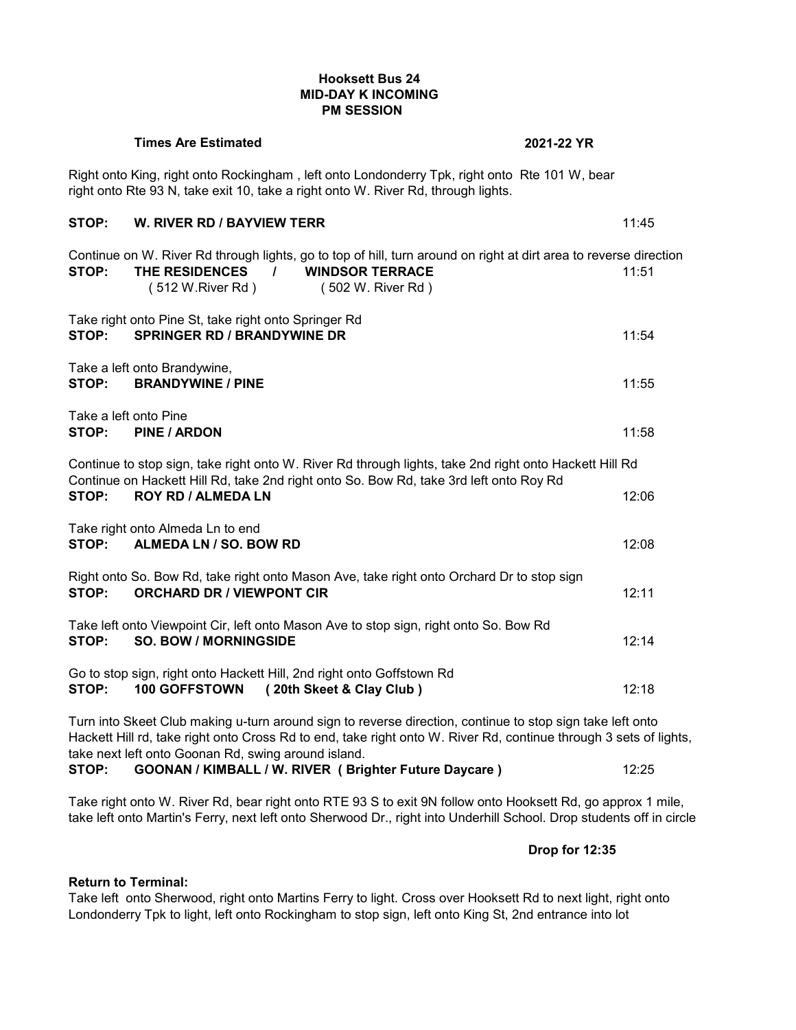**Hooksett Bus 24**
**MID-DAY K INCOMING**
**PM SESSION**

**Times Are Estimated** **2021-22 YR**

Right onto King, right onto Rockingham , left onto Londonderry Tpk, right onto Rte 101 W, bear right onto Rte 93 N, take exit 10, take a right onto W. River Rd, through lights.

**STOP: W. RIVER RD / BAYVIEW TERR** 11:45

Continue on W. River Rd through lights, go to top of hill, turn around on right at dirt area to reverse direction

**STOP: THE RESIDENCES / WINDSOR TERRACE** 11:51
( 512 W.River Rd ) ( 502 W. River Rd )

Take right onto Pine St, take right onto Springer Rd

**STOP: SPRINGER RD / BRANDYWINE DR** 11:54

Take a left onto Brandywine,

**STOP: BRANDYWINE / PINE** 11:55

Take a left onto Pine

**STOP: PINE / ARDON** 11:58

Continue to stop sign, take right onto W. River Rd through lights, take 2nd right onto Hackett Hill Rd
Continue on Hackett Hill Rd, take 2nd right onto So. Bow Rd, take 3rd left onto Roy Rd

**STOP: ROY RD / ALMEDA LN** 12:06

Take right onto Almeda Ln to end

**STOP: ALMEDA LN / SO. BOW RD** 12:08

Right onto So. Bow Rd, take right onto Mason Ave, take right onto Orchard Dr to stop sign

**STOP: ORCHARD DR / VIEWPONT CIR** 12:11

Take left onto Viewpoint Cir, left onto Mason Ave to stop sign, right onto So. Bow Rd

**STOP: SO. BOW / MORNINGSIDE** 12:14

Go to stop sign, right onto Hackett Hill, 2nd right onto Goffstown Rd

**STOP: 100 GOFFSTOWN ( 20th Skeet & Clay Club )** 12:18

Turn into Skeet Club making u-turn around sign to reverse direction, continue to stop sign take left onto Hackett Hill rd, take right onto Cross Rd to end, take right onto W. River Rd, continue through 3 sets of lights, take next left onto Goonan Rd, swing around island.

**STOP: GOONAN / KIMBALL / W. RIVER ( Brighter Future Daycare )** 12:25

Take right onto W. River Rd, bear right onto RTE 93 S to exit 9N follow onto Hooksett Rd, go approx 1 mile, take left onto Martin's Ferry, next left onto Sherwood Dr., right into Underhill School. Drop students off in circle

**Drop for 12:35**

**Return to Terminal:**
Take left onto Sherwood, right onto Martins Ferry to light. Cross over Hooksett Rd to next light, right onto Londonderry Tpk to light, left onto Rockingham to stop sign, left onto King St, 2nd entrance into lot